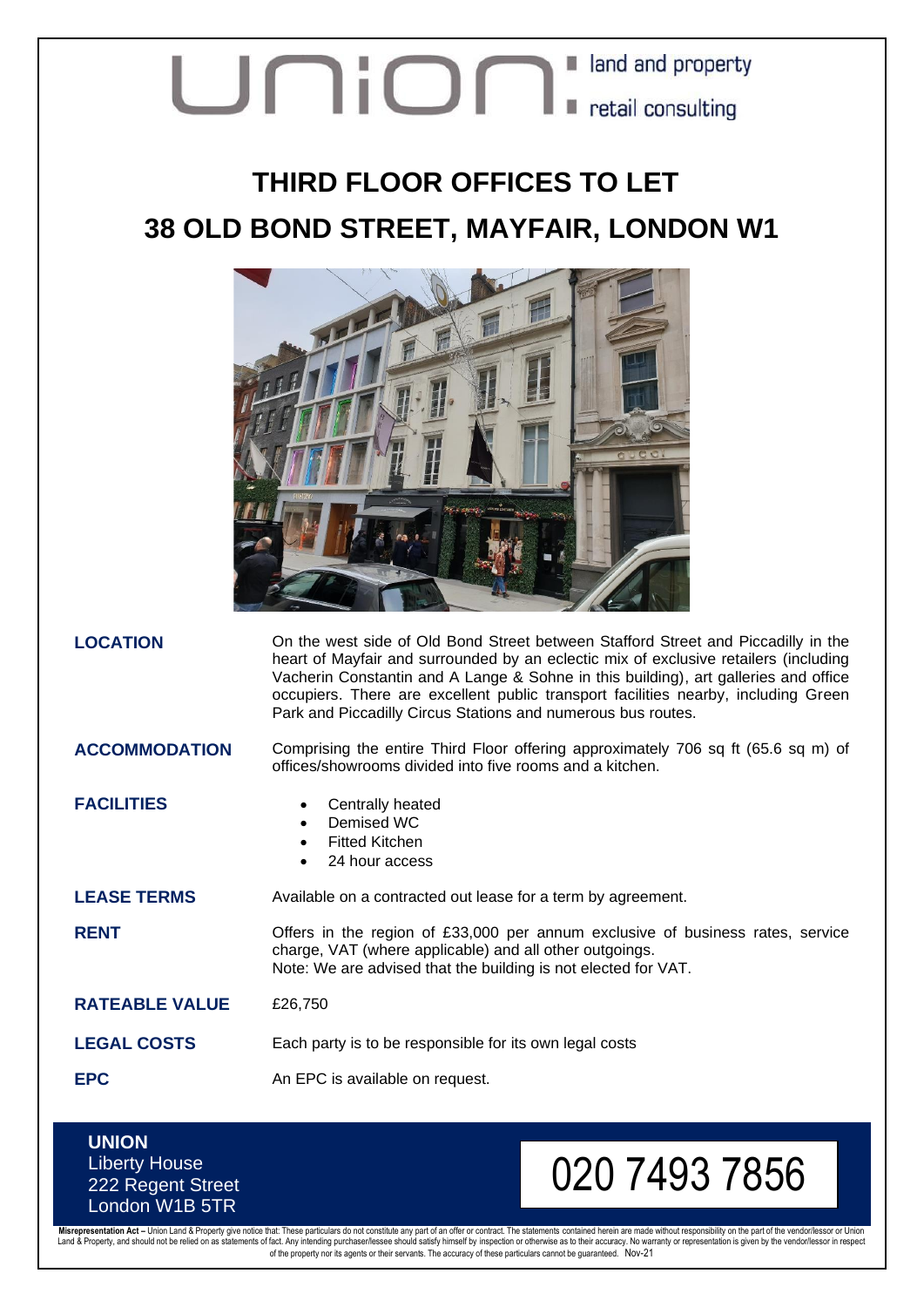union: land and property retail consulting

# THIRD FLOOR OFFICES TO LET

# 38 OLD BOND STREET, MAYFAIR, LONDON W1

**LOCATION**

On the west side of Old Bond Street between Stafford Street and Piccadilly in the heart of Mayfair and surrounded by an eclectic mix of exclusive retailers (including Vacherin Constantin and A Lange & Sohne in this building), art galleries and office occupiers. There are excellent public transport facilities nearby, including Green Park and Piccadilly Circus Stations and numerous bus routes.

**ACCOMMODATION**

Comprising the entire Third Floor offering approximately 706 sq ft (65.6 sq m) of offices/showrooms divided into five rooms and a kitchen.

**FACILITIES**

- Centrally heated
- Demised WC
- Fitted Kitchen
- 24 hour access

**LEASE TERMS**

Available on a contracted out lease for a term by agreement.

**RENT**

Offers in the region of £33,000 per annum exclusive of business rates, service charge, VAT (where applicable) and all other outgoings.
Note: We are advised that the building is not elected for VAT.

**RATEABLE VALUE**

£26,750

**LEGAL COSTS**

Each party is to be responsible for its own legal costs

**EPC**

An EPC is available on request.

**UNION**
Liberty House
222 Regent Street
London W1B 5TR

020 7493 7856

**Misrepresentation Act –** Union Land & Property give notice that: These particulars do not constitute any part of an offer or contract. The statements contained herein are made without responsibility on the part of the vendor/lessor or Union Land & Property, and should not be relied on as statements of fact. Any intending purchaser/lessee should satisfy himself by inspection or otherwise as to their accuracy. No warranty or representation is given by the vendor/lessor in respect of the property nor its agents or their servants. The accuracy of these particulars cannot be guaranteed. Nov-21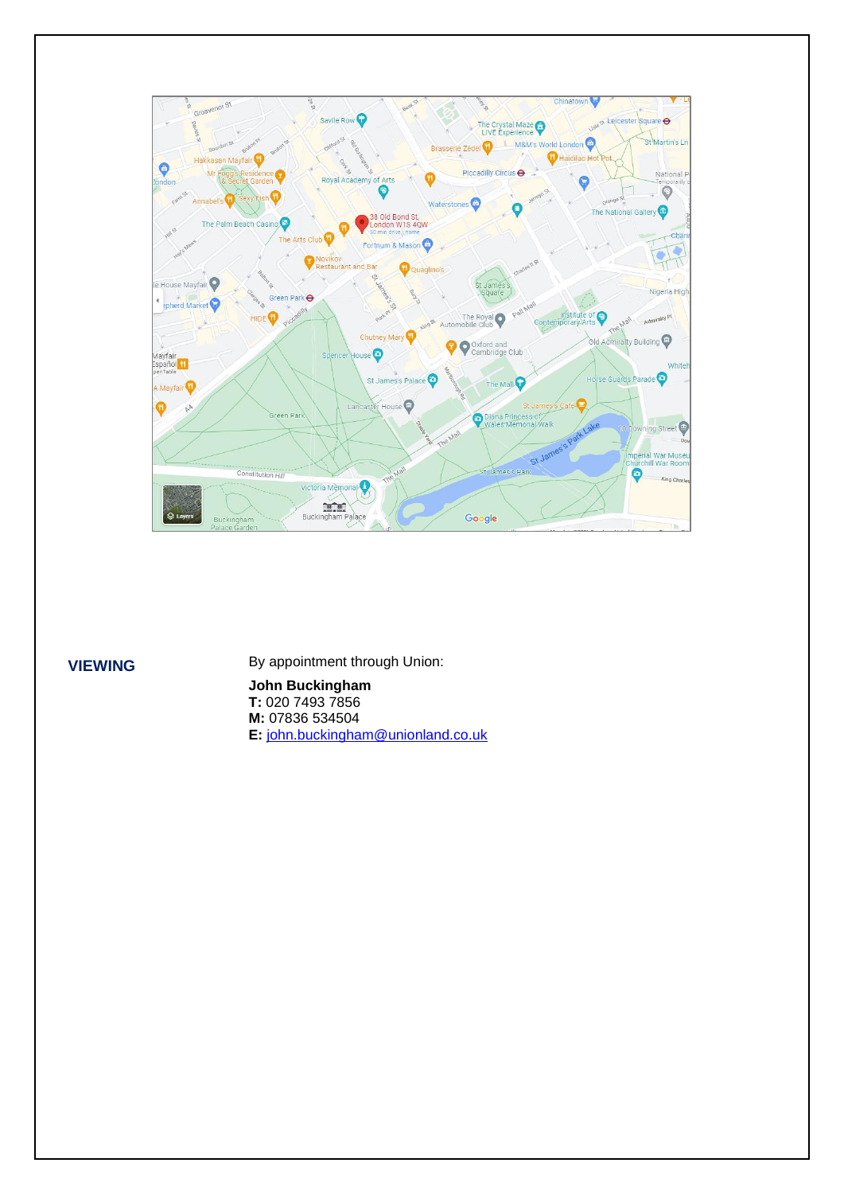**VIEWING**

By appointment through Union:

**John Buckingham**
**T:** 020 7493 7856
**M:** 07836 534504
**E:** john.buckingham@unionland.co.uk